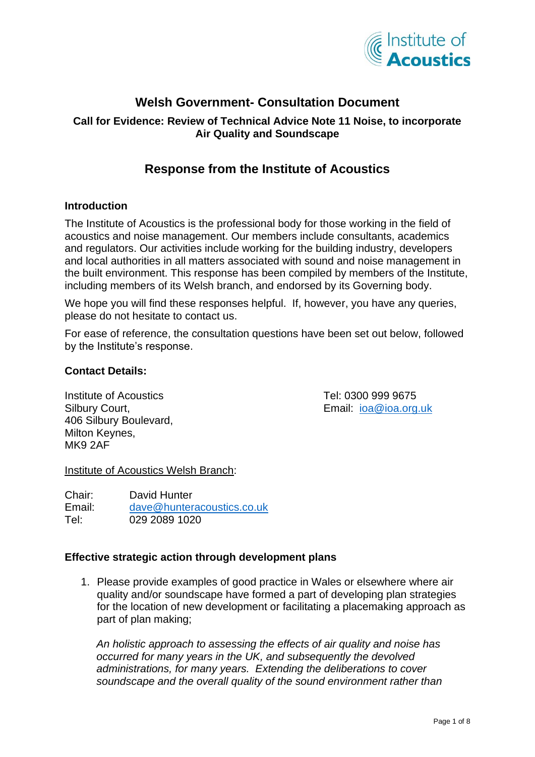# Welsh Government- Consultation Document

### Call for Evidence: Review of Technical Advice Note 11 Noise, to incorporate Air Quality and Soundscape

## Response from the Institute of Acoustics

**Introduction**

The Institute of Acoustics is the professional body for those working in the field of acoustics and noise management. Our members include consultants, academics and regulators. Our activities include working for the building industry, developers and local authorities in all matters associated with sound and noise management in the built environment. This response has been compiled by members of the Institute, including members of its Welsh branch, and endorsed by its Governing body.

We hope you will find these responses helpful. If, however, you have any queries, please do not hesitate to contact us.

For ease of reference, the consultation questions have been set out below, followed by the Institute's response.

**Contact Details:**

Institute of Acoustics
Silbury Court,
406 Silbury Boulevard,
Milton Keynes,
MK9 2AF

Tel: 0300 999 9675
Email: ioa@ioa.org.uk

Institute of Acoustics Welsh Branch:

Chair: David Hunter
Email: dave@hunteracoustics.co.uk
Tel: 029 2089 1020

**Effective strategic action through development plans**

1. Please provide examples of good practice in Wales or elsewhere where air quality and/or soundscape have formed a part of developing plan strategies for the location of new development or facilitating a placemaking approach as part of plan making;

   *An holistic approach to assessing the effects of air quality and noise has occurred for many years in the UK, and subsequently the devolved administrations, for many years. Extending the deliberations to cover soundscape and the overall quality of the sound environment rather than*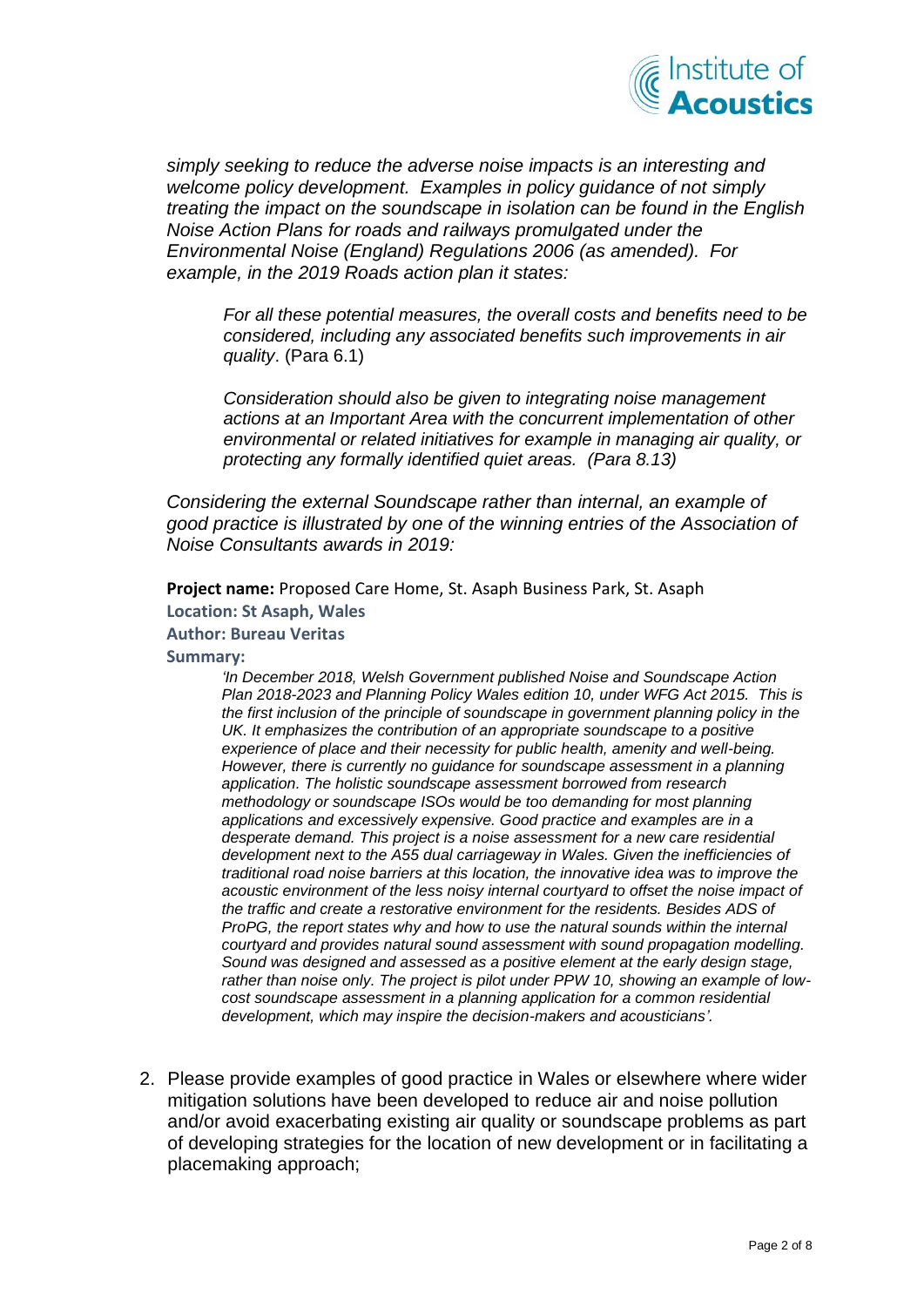*simply seeking to reduce the adverse noise impacts is an interesting and welcome policy development. Examples in policy guidance of not simply treating the impact on the soundscape in isolation can be found in the English Noise Action Plans for roads and railways promulgated under the Environmental Noise (England) Regulations 2006 (as amended). For example, in the 2019 Roads action plan it states:*

> *For all these potential measures, the overall costs and benefits need to be considered, including any associated benefits such improvements in air quality*. (Para 6.1)
>
> *Consideration should also be given to integrating noise management actions at an Important Area with the concurrent implementation of other environmental or related initiatives for example in managing air quality, or protecting any formally identified quiet areas. (Para 8.13)*

*Considering the external Soundscape rather than internal, an example of good practice is illustrated by one of the winning entries of the Association of Noise Consultants awards in 2019:*

**Project name:** Proposed Care Home, St. Asaph Business Park, St. Asaph
**Location: St Asaph, Wales**
**Author: Bureau Veritas**
**Summary:**

> *'In December 2018, Welsh Government published Noise and Soundscape Action Plan 2018-2023 and Planning Policy Wales edition 10, under WFG Act 2015. This is the first inclusion of the principle of soundscape in government planning policy in the UK. It emphasizes the contribution of an appropriate soundscape to a positive experience of place and their necessity for public health, amenity and well-being. However, there is currently no guidance for soundscape assessment in a planning application. The holistic soundscape assessment borrowed from research methodology or soundscape ISOs would be too demanding for most planning applications and excessively expensive. Good practice and examples are in a desperate demand. This project is a noise assessment for a new care residential development next to the A55 dual carriageway in Wales. Given the inefficiencies of traditional road noise barriers at this location, the innovative idea was to improve the acoustic environment of the less noisy internal courtyard to offset the noise impact of the traffic and create a restorative environment for the residents. Besides ADS of ProPG, the report states why and how to use the natural sounds within the internal courtyard and provides natural sound assessment with sound propagation modelling. Sound was designed and assessed as a positive element at the early design stage, rather than noise only. The project is pilot under PPW 10, showing an example of low-cost soundscape assessment in a planning application for a common residential development, which may inspire the decision-makers and acousticians'.*

2. Please provide examples of good practice in Wales or elsewhere where wider mitigation solutions have been developed to reduce air and noise pollution and/or avoid exacerbating existing air quality or soundscape problems as part of developing strategies for the location of new development or in facilitating a placemaking approach;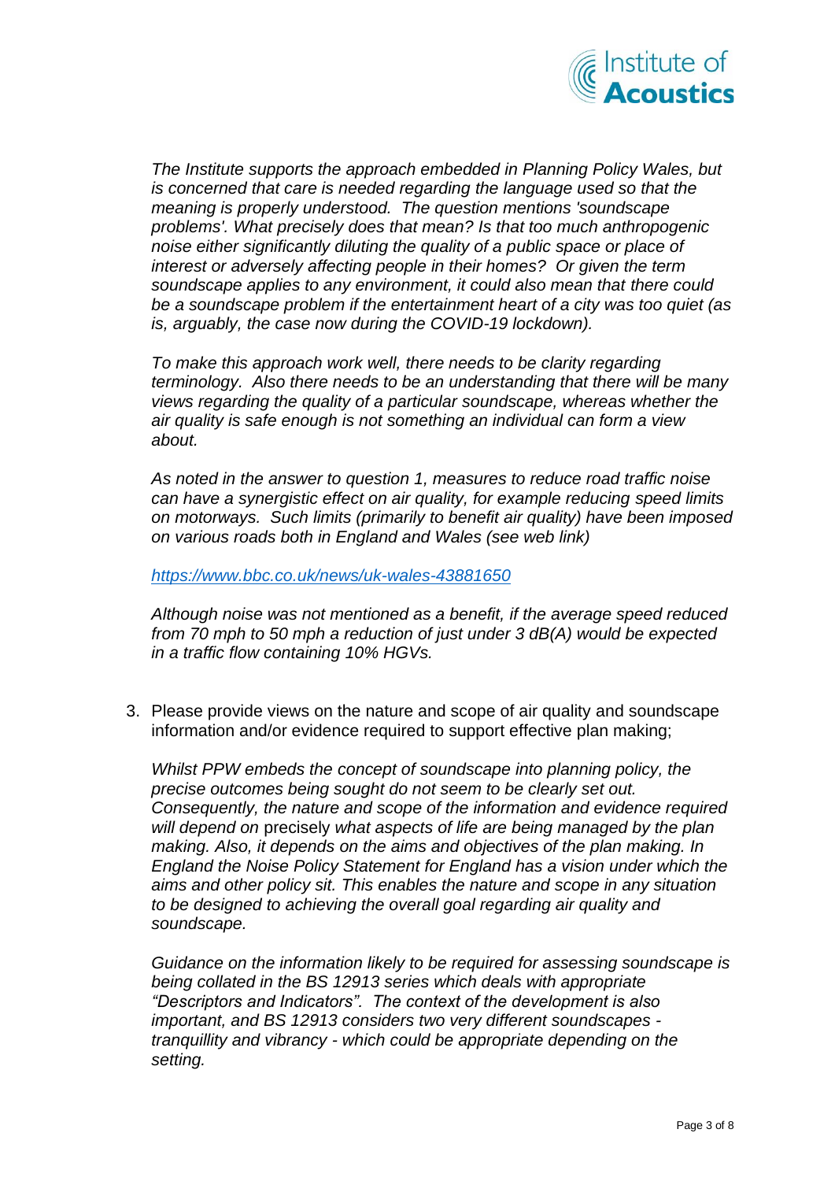*The Institute supports the approach embedded in Planning Policy Wales, but is concerned that care is needed regarding the language used so that the meaning is properly understood. The question mentions 'soundscape problems'. What precisely does that mean? Is that too much anthropogenic noise either significantly diluting the quality of a public space or place of interest or adversely affecting people in their homes? Or given the term soundscape applies to any environment, it could also mean that there could be a soundscape problem if the entertainment heart of a city was too quiet (as is, arguably, the case now during the COVID-19 lockdown).*

*To make this approach work well, there needs to be clarity regarding terminology. Also there needs to be an understanding that there will be many views regarding the quality of a particular soundscape, whereas whether the air quality is safe enough is not something an individual can form a view about.*

*As noted in the answer to question 1, measures to reduce road traffic noise can have a synergistic effect on air quality, for example reducing speed limits on motorways. Such limits (primarily to benefit air quality) have been imposed on various roads both in England and Wales (see web link)*

*https://www.bbc.co.uk/news/uk-wales-43881650*

*Although noise was not mentioned as a benefit, if the average speed reduced from 70 mph to 50 mph a reduction of just under 3 dB(A) would be expected in a traffic flow containing 10% HGVs.*

3. Please provide views on the nature and scope of air quality and soundscape information and/or evidence required to support effective plan making;

   *Whilst PPW embeds the concept of soundscape into planning policy, the precise outcomes being sought do not seem to be clearly set out. Consequently, the nature and scope of the information and evidence required will depend on* precisely *what aspects of life are being managed by the plan making. Also, it depends on the aims and objectives of the plan making. In England the Noise Policy Statement for England has a vision under which the aims and other policy sit. This enables the nature and scope in any situation to be designed to achieving the overall goal regarding air quality and soundscape.*

   *Guidance on the information likely to be required for assessing soundscape is being collated in the BS 12913 series which deals with appropriate "Descriptors and Indicators". The context of the development is also important, and BS 12913 considers two very different soundscapes - tranquillity and vibrancy - which could be appropriate depending on the setting.*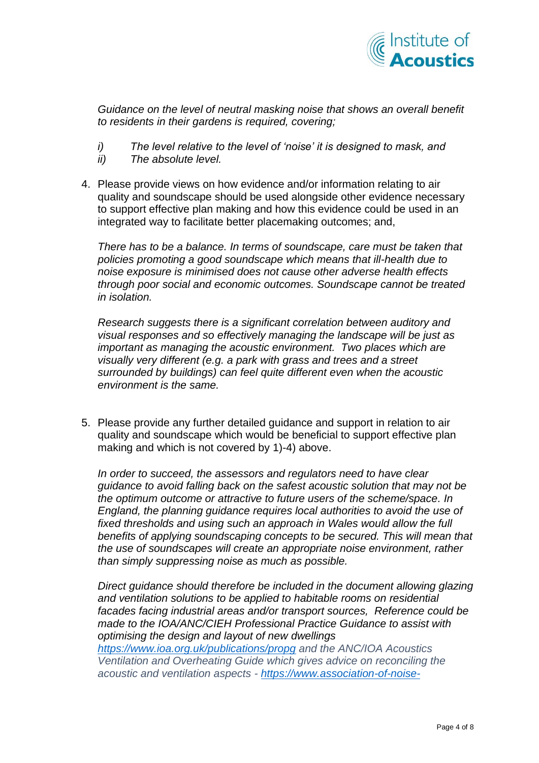*Guidance on the level of neutral masking noise that shows an overall benefit to residents in their gardens is required, covering;*

*i) The level relative to the level of 'noise' it is designed to mask, and*
*ii) The absolute level.*

4. Please provide views on how evidence and/or information relating to air quality and soundscape should be used alongside other evidence necessary to support effective plan making and how this evidence could be used in an integrated way to facilitate better placemaking outcomes; and,

   *There has to be a balance. In terms of soundscape, care must be taken that policies promoting a good soundscape which means that ill-health due to noise exposure is minimised does not cause other adverse health effects through poor social and economic outcomes. Soundscape cannot be treated in isolation.*

   *Research suggests there is a significant correlation between auditory and visual responses and so effectively managing the landscape will be just as important as managing the acoustic environment. Two places which are visually very different (e.g. a park with grass and trees and a street surrounded by buildings) can feel quite different even when the acoustic environment is the same.*

5. Please provide any further detailed guidance and support in relation to air quality and soundscape which would be beneficial to support effective plan making and which is not covered by 1)-4) above.

   *In order to succeed, the assessors and regulators need to have clear guidance to avoid falling back on the safest acoustic solution that may not be the optimum outcome or attractive to future users of the scheme/space. In England, the planning guidance requires local authorities to avoid the use of fixed thresholds and using such an approach in Wales would allow the full benefits of applying soundscaping concepts to be secured. This will mean that the use of soundscapes will create an appropriate noise environment, rather than simply suppressing noise as much as possible.*

   *Direct guidance should therefore be included in the document allowing glazing and ventilation solutions to be applied to habitable rooms on residential facades facing industrial areas and/or transport sources, Reference could be made to the IOA/ANC/CIEH Professional Practice Guidance to assist with optimising the design and layout of new dwellings [https://www.ioa.org.uk/publications/propg](https://www.ioa.org.uk/publications/propg) and the ANC/IOA Acoustics Ventilation and Overheating Guide which gives advice on reconciling the acoustic and ventilation aspects - https://www.association-of-noise-*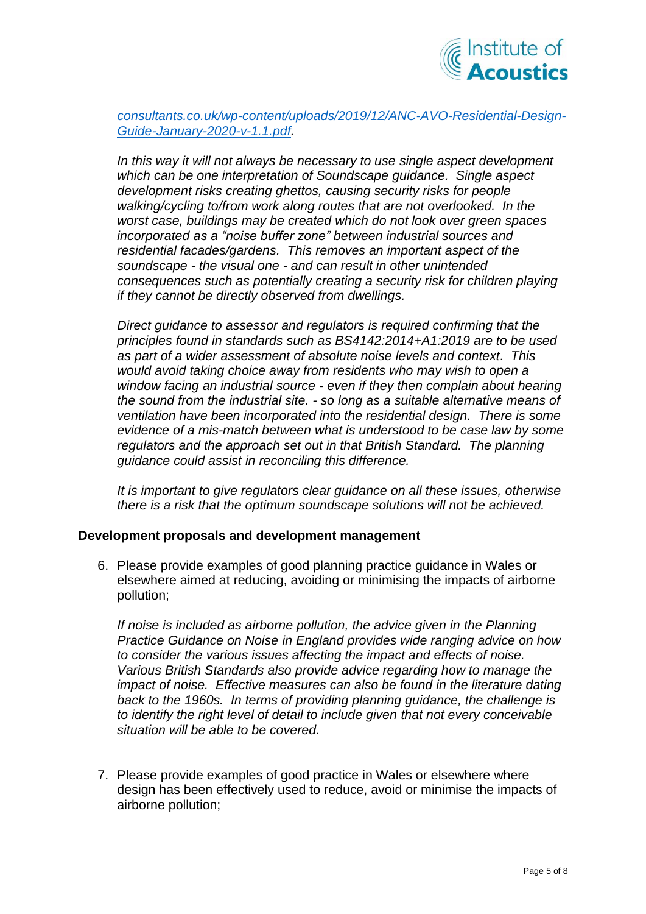*[consultants.co.uk/wp-content/uploads/2019/12/ANC-AVO-Residential-Design-Guide-January-2020-v-1.1.pdf](consultants.co.uk/wp-content/uploads/2019/12/ANC-AVO-Residential-Design-Guide-January-2020-v-1.1.pdf).*

*In this way it will not always be necessary to use single aspect development which can be one interpretation of Soundscape guidance. Single aspect development risks creating ghettos, causing security risks for people walking/cycling to/from work along routes that are not overlooked. In the worst case, buildings may be created which do not look over green spaces incorporated as a "noise buffer zone" between industrial sources and residential facades/gardens. This removes an important aspect of the soundscape - the visual one - and can result in other unintended consequences such as potentially creating a security risk for children playing if they cannot be directly observed from dwellings.*

*Direct guidance to assessor and regulators is required confirming that the principles found in standards such as BS4142:2014+A1:2019 are to be used as part of a wider assessment of absolute noise levels and context. This would avoid taking choice away from residents who may wish to open a window facing an industrial source - even if they then complain about hearing the sound from the industrial site. - so long as a suitable alternative means of ventilation have been incorporated into the residential design. There is some evidence of a mis-match between what is understood to be case law by some regulators and the approach set out in that British Standard. The planning guidance could assist in reconciling this difference.*

*It is important to give regulators clear guidance on all these issues, otherwise there is a risk that the optimum soundscape solutions will not be achieved.*

**Development proposals and development management**

6. Please provide examples of good planning practice guidance in Wales or elsewhere aimed at reducing, avoiding or minimising the impacts of airborne pollution;

   *If noise is included as airborne pollution, the advice given in the Planning Practice Guidance on Noise in England provides wide ranging advice on how to consider the various issues affecting the impact and effects of noise. Various British Standards also provide advice regarding how to manage the impact of noise. Effective measures can also be found in the literature dating back to the 1960s. In terms of providing planning guidance, the challenge is to identify the right level of detail to include given that not every conceivable situation will be able to be covered.*

7. Please provide examples of good practice in Wales or elsewhere where design has been effectively used to reduce, avoid or minimise the impacts of airborne pollution;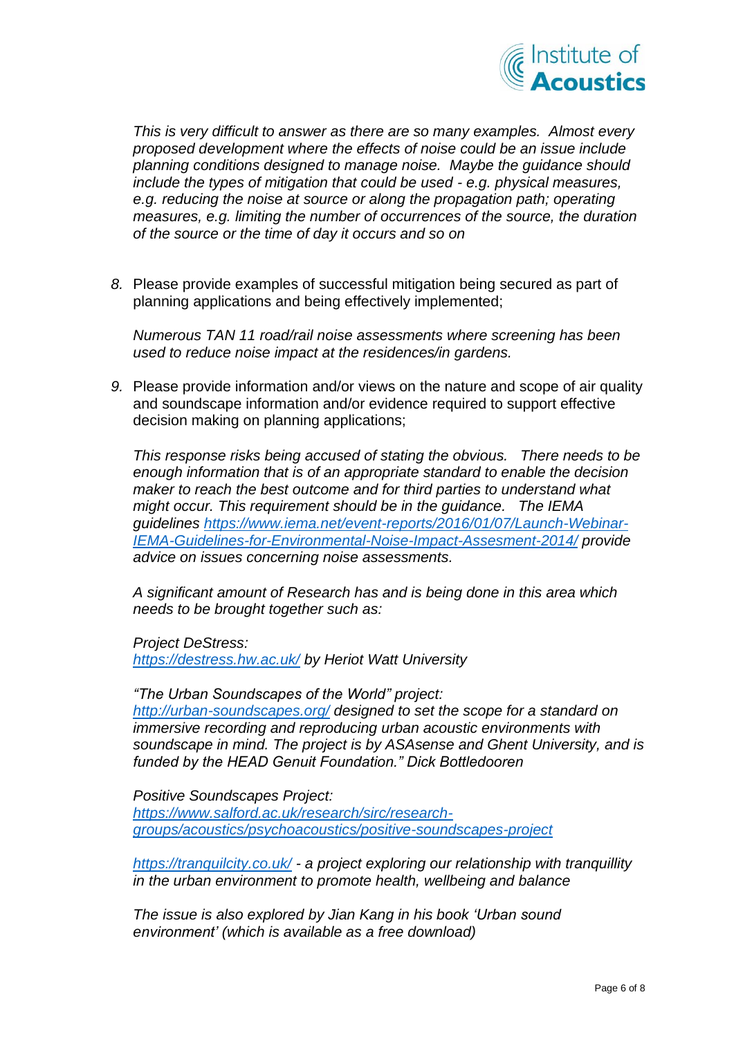*This is very difficult to answer as there are so many examples. Almost every proposed development where the effects of noise could be an issue include planning conditions designed to manage noise. Maybe the guidance should include the types of mitigation that could be used - e.g. physical measures, e.g. reducing the noise at source or along the propagation path; operating measures, e.g. limiting the number of occurrences of the source, the duration of the source or the time of day it occurs and so on*

8. Please provide examples of successful mitigation being secured as part of planning applications and being effectively implemented;

   *Numerous TAN 11 road/rail noise assessments where screening has been used to reduce noise impact at the residences/in gardens.*

9. Please provide information and/or views on the nature and scope of air quality and soundscape information and/or evidence required to support effective decision making on planning applications;

   *This response risks being accused of stating the obvious. There needs to be enough information that is of an appropriate standard to enable the decision maker to reach the best outcome and for third parties to understand what might occur. This requirement should be in the guidance. The IEMA guidelines [https://www.iema.net/event-reports/2016/01/07/Launch-Webinar-IEMA-Guidelines-for-Environmental-Noise-Impact-Assesment-2014/](https://www.iema.net/event-reports/2016/01/07/Launch-Webinar-IEMA-Guidelines-for-Environmental-Noise-Impact-Assesment-2014/) provide advice on issues concerning noise assessments.*

   *A significant amount of Research has and is being done in this area which needs to be brought together such as:*

   *Project DeStress:*
   *[https://destress.hw.ac.uk/](https://destress.hw.ac.uk/) by Heriot Watt University*

   *"The Urban Soundscapes of the World" project:*
   *[http://urban-soundscapes.org/](http://urban-soundscapes.org/) designed to set the scope for a standard on immersive recording and reproducing urban acoustic environments with soundscape in mind. The project is by ASAsense and Ghent University, and is funded by the HEAD Genuit Foundation." Dick Bottledooren*

   *Positive Soundscapes Project:*
   *[https://www.salford.ac.uk/research/sirc/research-groups/acoustics/psychoacoustics/positive-soundscapes-project](https://www.salford.ac.uk/research/sirc/research-groups/acoustics/psychoacoustics/positive-soundscapes-project)*

   *[https://tranquilcity.co.uk/](https://tranquilcity.co.uk/) - a project exploring our relationship with tranquillity in the urban environment to promote health, wellbeing and balance*

   *The issue is also explored by Jian Kang in his book 'Urban sound environment' (which is available as a free download)*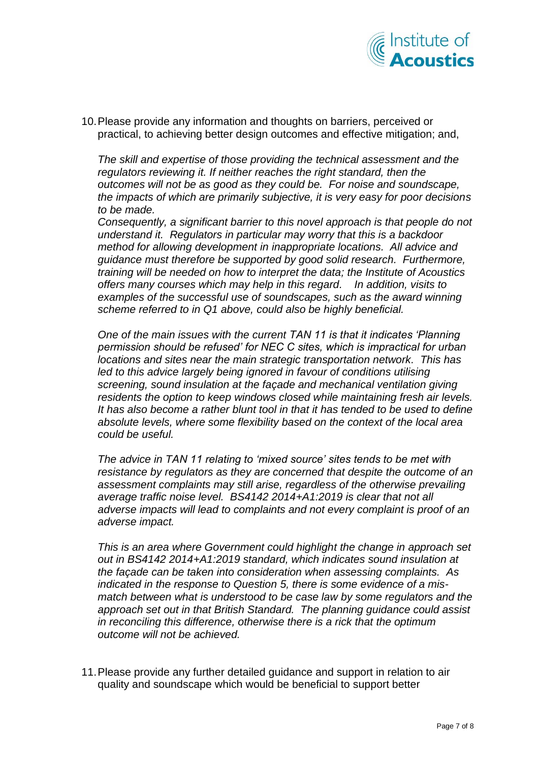10. Please provide any information and thoughts on barriers, perceived or practical, to achieving better design outcomes and effective mitigation; and,

    *The skill and expertise of those providing the technical assessment and the regulators reviewing it. If neither reaches the right standard, then the outcomes will not be as good as they could be. For noise and soundscape, the impacts of which are primarily subjective, it is very easy for poor decisions to be made.*
    *Consequently, a significant barrier to this novel approach is that people do not understand it. Regulators in particular may worry that this is a backdoor method for allowing development in inappropriate locations. All advice and guidance must therefore be supported by good solid research. Furthermore, training will be needed on how to interpret the data; the Institute of Acoustics offers many courses which may help in this regard. In addition, visits to examples of the successful use of soundscapes, such as the award winning scheme referred to in Q1 above, could also be highly beneficial.*

    *One of the main issues with the current TAN 11 is that it indicates 'Planning permission should be refused' for NEC C sites, which is impractical for urban locations and sites near the main strategic transportation network. This has led to this advice largely being ignored in favour of conditions utilising screening, sound insulation at the façade and mechanical ventilation giving residents the option to keep windows closed while maintaining fresh air levels. It has also become a rather blunt tool in that it has tended to be used to define absolute levels, where some flexibility based on the context of the local area could be useful.*

    *The advice in TAN 11 relating to 'mixed source' sites tends to be met with resistance by regulators as they are concerned that despite the outcome of an assessment complaints may still arise, regardless of the otherwise prevailing average traffic noise level. BS4142 2014+A1:2019 is clear that not all adverse impacts will lead to complaints and not every complaint is proof of an adverse impact.*

    *This is an area where Government could highlight the change in approach set out in BS4142 2014+A1:2019 standard, which indicates sound insulation at the façade can be taken into consideration when assessing complaints. As indicated in the response to Question 5, there is some evidence of a mis-match between what is understood to be case law by some regulators and the approach set out in that British Standard. The planning guidance could assist in reconciling this difference, otherwise there is a rick that the optimum outcome will not be achieved.*

11. Please provide any further detailed guidance and support in relation to air quality and soundscape which would be beneficial to support better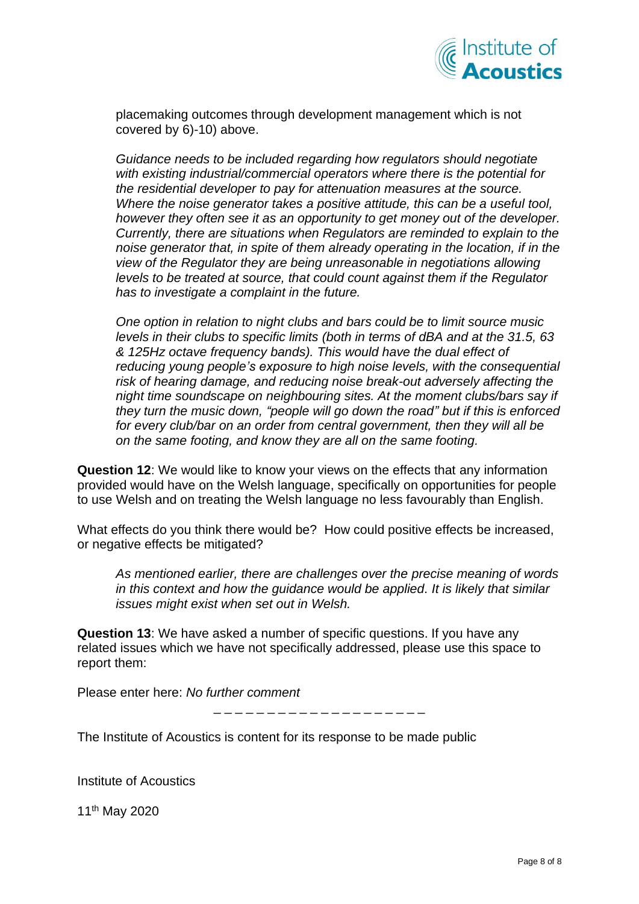placemaking outcomes through development management which is not covered by 6)-10) above.

*Guidance needs to be included regarding how regulators should negotiate with existing industrial/commercial operators where there is the potential for the residential developer to pay for attenuation measures at the source. Where the noise generator takes a positive attitude, this can be a useful tool, however they often see it as an opportunity to get money out of the developer. Currently, there are situations when Regulators are reminded to explain to the noise generator that, in spite of them already operating in the location, if in the view of the Regulator they are being unreasonable in negotiations allowing levels to be treated at source, that could count against them if the Regulator has to investigate a complaint in the future.*

*One option in relation to night clubs and bars could be to limit source music levels in their clubs to specific limits (both in terms of dBA and at the 31.5, 63 & 125Hz octave frequency bands). This would have the dual effect of reducing young people's exposure to high noise levels, with the consequential risk of hearing damage, and reducing noise break-out adversely affecting the night time soundscape on neighbouring sites. At the moment clubs/bars say if they turn the music down, "people will go down the road" but if this is enforced for every club/bar on an order from central government, then they will all be on the same footing, and know they are all on the same footing.*

**Question 12**: We would like to know your views on the effects that any information provided would have on the Welsh language, specifically on opportunities for people to use Welsh and on treating the Welsh language no less favourably than English.

What effects do you think there would be? How could positive effects be increased, or negative effects be mitigated?

*As mentioned earlier, there are challenges over the precise meaning of words in this context and how the guidance would be applied. It is likely that similar issues might exist when set out in Welsh.*

**Question 13**: We have asked a number of specific questions. If you have any related issues which we have not specifically addressed, please use this space to report them:

Please enter here: *No further comment*

_ _ _ _ _ _ _ _ _ _ _ _ _ _ _ _ _ _ _ _ _

The Institute of Acoustics is content for its response to be made public

Institute of Acoustics

11th May 2020